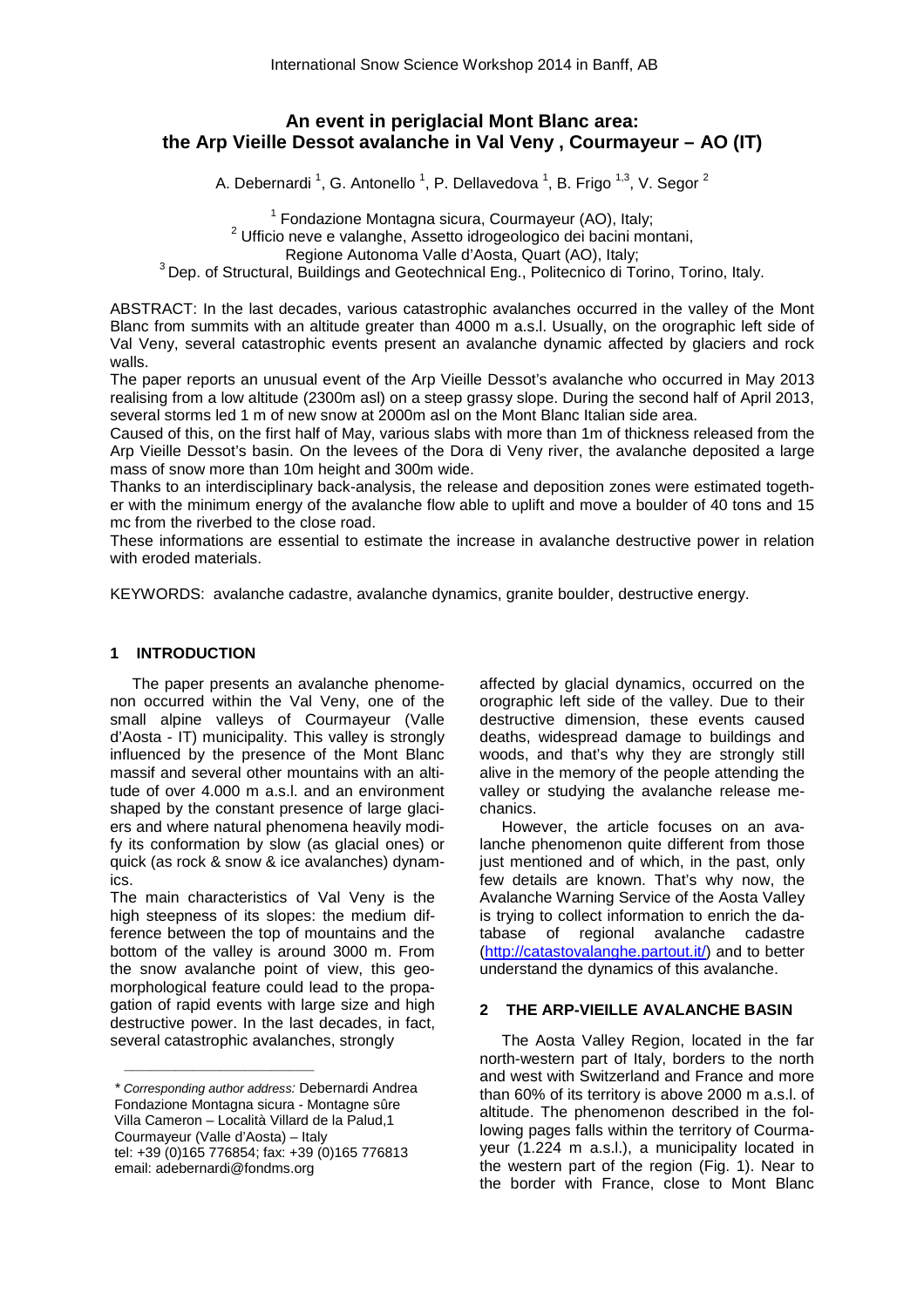# An event in periglacial Mont Blanc area: the Arp Vieille Dessot avalanche in Val Veny , Courmayeur – AO (IT)

A. Debernardi [1], G. Antonello [1], P. Dellavedova [1], B. Frigo [1,3], V. Segor [2]

[1] Fondazione Montagna sicura, Courmayeur (AO), Italy;
[2] Ufficio neve e valanghe, Assetto idrogeologico dei bacini montani, Regione Autonoma Valle d'Aosta, Quart (AO), Italy;
[3] Dep. of Structural, Buildings and Geotechnical Eng., Politecnico di Torino, Torino, Italy.

ABSTRACT: In the last decades, various catastrophic avalanches occurred in the valley of the Mont Blanc from summits with an altitude greater than 4000 m a.s.l. Usually, on the orographic left side of Val Veny, several catastrophic events present an avalanche dynamic affected by glaciers and rock walls.

The paper reports an unusual event of the Arp Vieille Dessot's avalanche who occurred in May 2013 realising from a low altitude (2300m asl) on a steep grassy slope. During the second half of April 2013, several storms led 1 m of new snow at 2000m asl on the Mont Blanc Italian side area.

Caused of this, on the first half of May, various slabs with more than 1m of thickness released from the Arp Vieille Dessot's basin. On the levees of the Dora di Veny river, the avalanche deposited a large mass of snow more than 10m height and 300m wide.

Thanks to an interdisciplinary back-analysis, the release and deposition zones were estimated together with the minimum energy of the avalanche flow able to uplift and move a boulder of 40 tons and 15 mc from the riverbed to the close road.

These informations are essential to estimate the increase in avalanche destructive power in relation with eroded materials.

KEYWORDS: avalanche cadastre, avalanche dynamics, granite boulder, destructive energy.

## 1 INTRODUCTION

The paper presents an avalanche phenomenon occurred within the Val Veny, one of the small alpine valleys of Courmayeur (Valle d'Aosta - IT) municipality. This valley is strongly influenced by the presence of the Mont Blanc massif and several other mountains with an altitude of over 4.000 m a.s.l. and an environment shaped by the constant presence of large glaciers and where natural phenomena heavily modify its conformation by slow (as glacial ones) or quick (as rock & snow & ice avalanches) dynamics.

The main characteristics of Val Veny is the high steepness of its slopes: the medium difference between the top of mountains and the bottom of the valley is around 3000 m. From the snow avalanche point of view, this geomorphological feature could lead to the propagation of rapid events with large size and high destructive power. In the last decades, in fact, several catastrophic avalanches, strongly affected by glacial dynamics, occurred on the orographic left side of the valley. Due to their destructive dimension, these events caused deaths, widespread damage to buildings and woods, and that's why they are strongly still alive in the memory of the people attending the valley or studying the avalanche release mechanics.

However, the article focuses on an avalanche phenomenon quite different from those just mentioned and of which, in the past, only few details are known. That's why now, the Avalanche Warning Service of the Aosta Valley is trying to collect information to enrich the database of regional avalanche cadastre (http://catastovalanghe.partout.it/) and to better understand the dynamics of this avalanche.

## 2 THE ARP-VIEILLE AVALANCHE BASIN

The Aosta Valley Region, located in the far north-western part of Italy, borders to the north and west with Switzerland and France and more than 60% of its territory is above 2000 m a.s.l. of altitude. The phenomenon described in the following pages falls within the territory of Courmayeur (1.224 m a.s.l.), a municipality located in the western part of the region (Fig. 1). Near to the border with France, close to Mont Blanc

\* *Corresponding author address:* Debernardi Andrea
Fondazione Montagna sicura - Montagne sûre
Villa Cameron – Località Villard de la Palud,1
Courmayeur (Valle d'Aosta) – Italy
tel: +39 (0)165 776854; fax: +39 (0)165 776813
email: adebernardi@fondms.org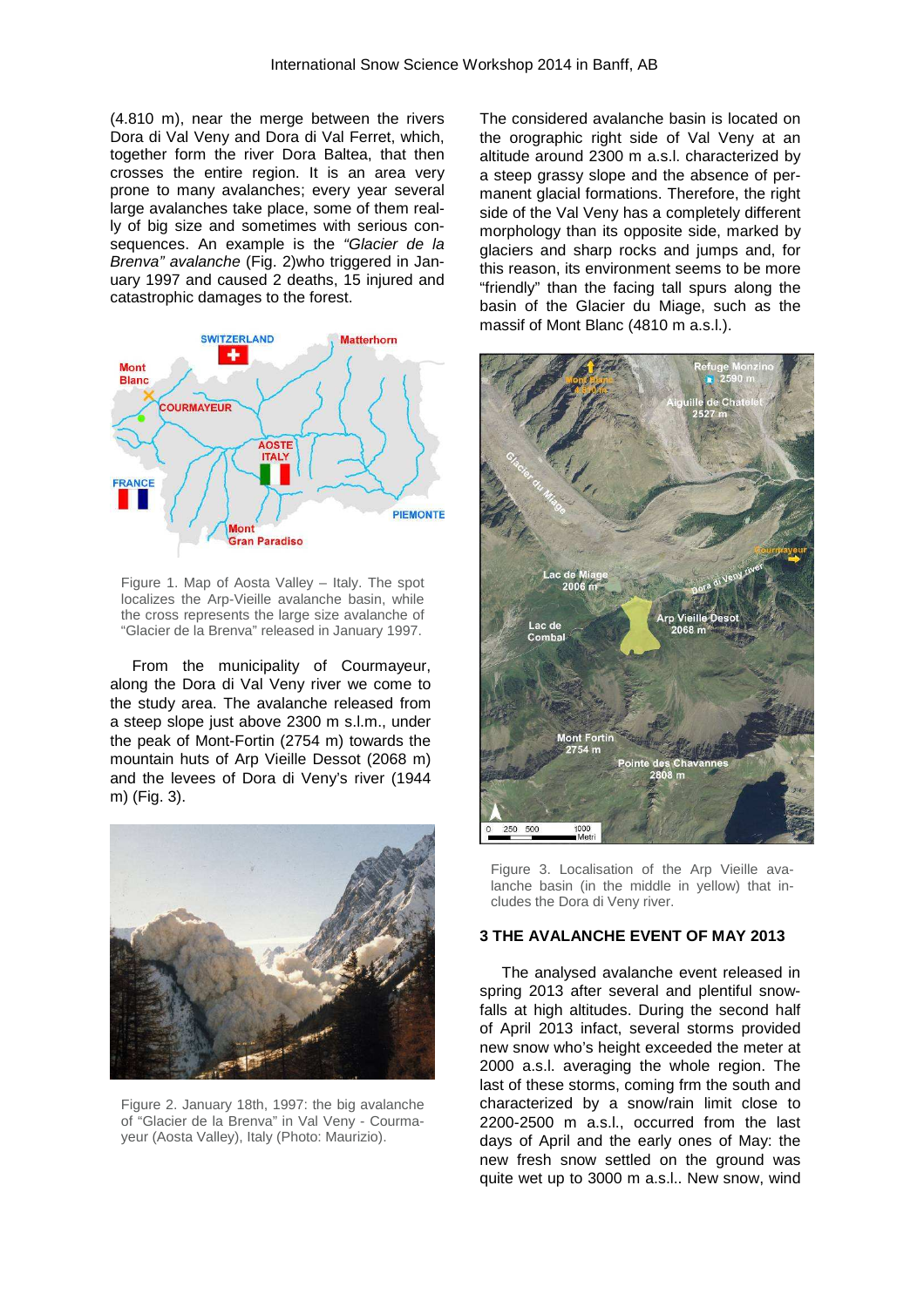(4.810 m), near the merge between the rivers Dora di Val Veny and Dora di Val Ferret, which, together form the river Dora Baltea, that then crosses the entire region. It is an area very prone to many avalanches; every year several large avalanches take place, some of them really of big size and sometimes with serious consequences. An example is the *"Glacier de la Brenva" avalanche* (Fig. 2)who triggered in January 1997 and caused 2 deaths, 15 injured and catastrophic damages to the forest.

SWITZERLAND
Matterhorn
Mont Blanc
COURMAYEUR
AOSTE ITALY
FRANCE
PIEMONTE
Mont Gran Paradiso

Figure 1. Map of Aosta Valley – Italy. The spot localizes the Arp-Vieille avalanche basin, while the cross represents the large size avalanche of "Glacier de la Brenva" released in January 1997.

From the municipality of Courmayeur, along the Dora di Val Veny river we come to the study area. The avalanche released from a steep slope just above 2300 m s.l.m., under the peak of Mont-Fortin (2754 m) towards the mountain huts of Arp Vieille Dessot (2068 m) and the levees of Dora di Veny's river (1944 m) (Fig. 3).

Figure 2. January 18th, 1997: the big avalanche of "Glacier de la Brenva" in Val Veny - Courmayeur (Aosta Valley), Italy (Photo: Maurizio).

The considered avalanche basin is located on the orographic right side of Val Veny at an altitude around 2300 m a.s.l. characterized by a steep grassy slope and the absence of permanent glacial formations. Therefore, the right side of the Val Veny has a completely different morphology than its opposite side, marked by glaciers and sharp rocks and jumps and, for this reason, its environment seems to be more "friendly" than the facing tall spurs along the basin of the Glacier du Miage, such as the massif of Mont Blanc (4810 m a.s.l.).

Mont Blanc
4810 m
Refuge Monzino
2590 m
Aiguille de Chatelet
2527 m
Glacier du Miage
Courmayeur
Lac de Miage
2006 m
Dora di Veny river
Arp Vieille Desot
2068 m
Lac de Combal
Mont Fortin
2754 m
Pointe des Chavannes
2808 m
0 250 500 1000 Metri

Figure 3. Localisation of the Arp Vieille avalanche basin (in the middle in yellow) that includes the Dora di Veny river.

### 3 THE AVALANCHE EVENT OF MAY 2013

The analysed avalanche event released in spring 2013 after several and plentiful snowfalls at high altitudes. During the second half of April 2013 infact, several storms provided new snow who's height exceeded the meter at 2000 a.s.l. averaging the whole region. The last of these storms, coming frm the south and characterized by a snow/rain limit close to 2200-2500 m a.s.l., occurred from the last days of April and the early ones of May: the new fresh snow settled on the ground was quite wet up to 3000 m a.s.l.. New snow, wind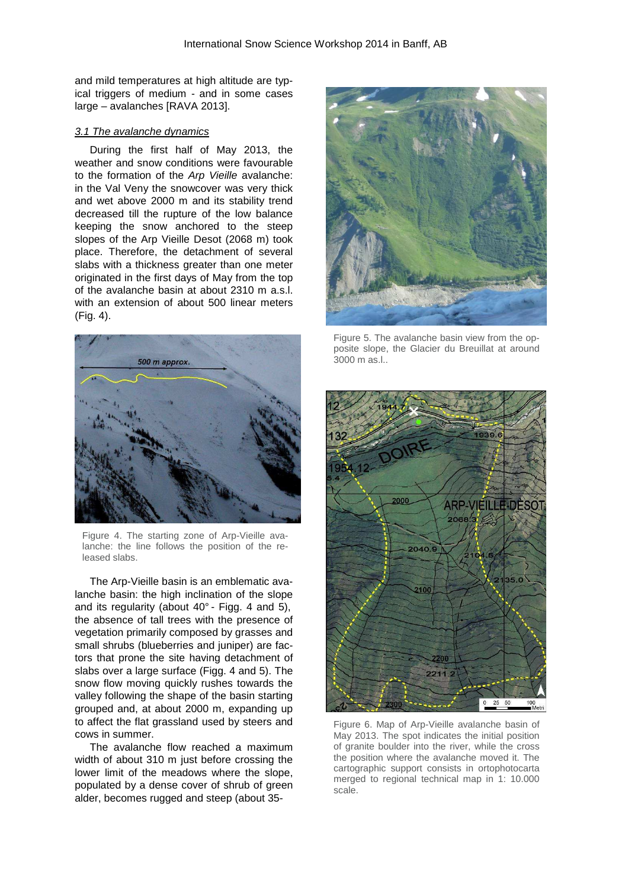and mild temperatures at high altitude are typical triggers of medium - and in some cases large – avalanches [RAVA 2013].

### *3.1 The avalanche dynamics*

During the first half of May 2013, the weather and snow conditions were favourable to the formation of the *Arp Vieille* avalanche: in the Val Veny the snowcover was very thick and wet above 2000 m and its stability trend decreased till the rupture of the low balance keeping the snow anchored to the steep slopes of the Arp Vieille Desot (2068 m) took place. Therefore, the detachment of several slabs with a thickness greater than one meter originated in the first days of May from the top of the avalanche basin at about 2310 m a.s.l. with an extension of about 500 linear meters (Fig. 4).

Figure 4. The starting zone of Arp-Vieille avalanche: the line follows the position of the released slabs.

The Arp-Vieille basin is an emblematic avalanche basin: the high inclination of the slope and its regularity (about 40° - Figg. 4 and 5), the absence of tall trees with the presence of vegetation primarily composed by grasses and small shrubs (blueberries and juniper) are factors that prone the site having detachment of slabs over a large surface (Figg. 4 and 5). The snow flow moving quickly rushes towards the valley following the shape of the basin starting grouped and, at about 2000 m, expanding up to affect the flat grassland used by steers and cows in summer.

The avalanche flow reached a maximum width of about 310 m just before crossing the lower limit of the meadows where the slope, populated by a dense cover of shrub of green alder, becomes rugged and steep (about 35-

Figure 5. The avalanche basin view from the opposite slope, the Glacier du Breuillat at around 3000 m as.l..

Figure 6. Map of Arp-Vieille avalanche basin of May 2013. The spot indicates the initial position of granite boulder into the river, while the cross the position where the avalanche moved it. The cartographic support consists in ortophotocarta merged to regional technical map in 1: 10.000 scale.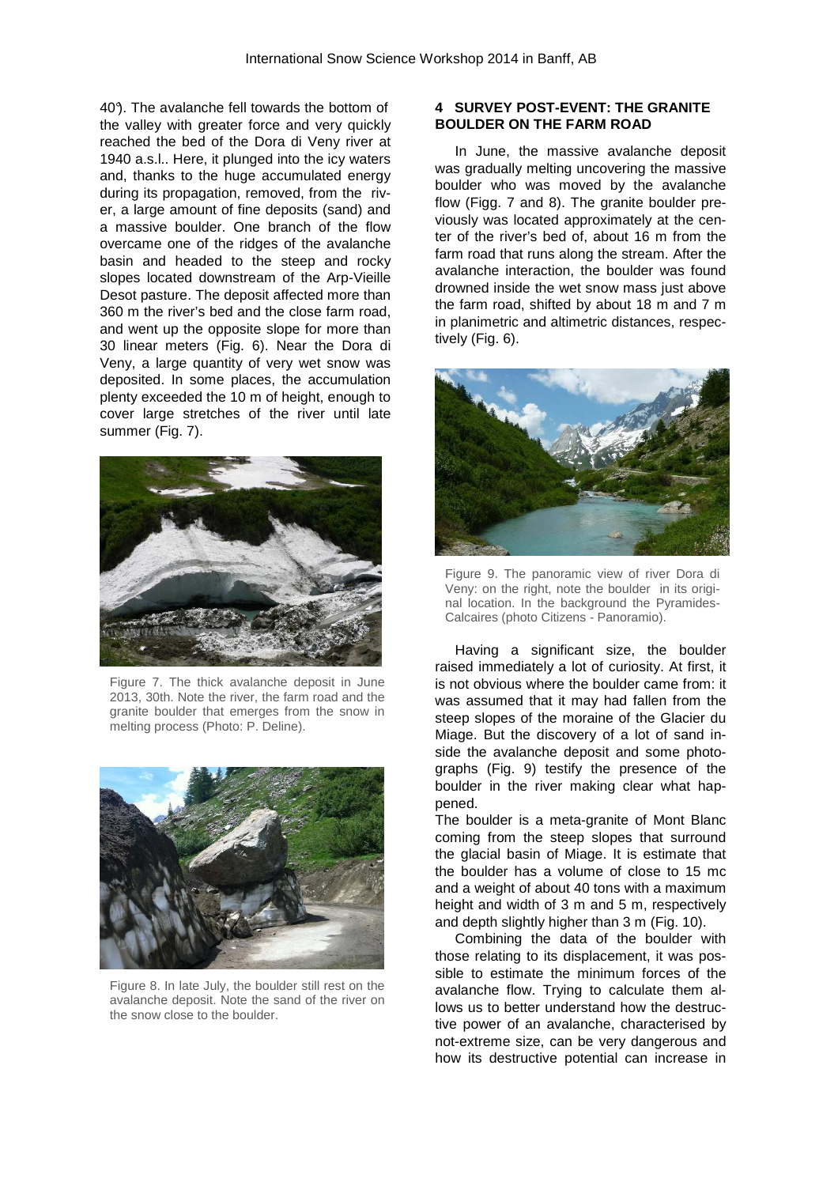40°). The avalanche fell towards the bottom of the valley with greater force and very quickly reached the bed of the Dora di Veny river at 1940 a.s.l.. Here, it plunged into the icy waters and, thanks to the huge accumulated energy during its propagation, removed, from the river, a large amount of fine deposits (sand) and a massive boulder. One branch of the flow overcame one of the ridges of the avalanche basin and headed to the steep and rocky slopes located downstream of the Arp-Vieille Desot pasture. The deposit affected more than 360 m the river's bed and the close farm road, and went up the opposite slope for more than 30 linear meters (Fig. 6). Near the Dora di Veny, a large quantity of very wet snow was deposited. In some places, the accumulation plenty exceeded the 10 m of height, enough to cover large stretches of the river until late summer (Fig. 7).

Figure 7. The thick avalanche deposit in June 2013, 30th. Note the river, the farm road and the granite boulder that emerges from the snow in melting process (Photo: P. Deline).

Figure 8. In late July, the boulder still rest on the avalanche deposit. Note the sand of the river on the snow close to the boulder.

## 4 SURVEY POST-EVENT: THE GRANITE BOULDER ON THE FARM ROAD

In June, the massive avalanche deposit was gradually melting uncovering the massive boulder who was moved by the avalanche flow (Figg. 7 and 8). The granite boulder previously was located approximately at the center of the river's bed of, about 16 m from the farm road that runs along the stream. After the avalanche interaction, the boulder was found drowned inside the wet snow mass just above the farm road, shifted by about 18 m and 7 m in planimetric and altimetric distances, respectively (Fig. 6).

Figure 9. The panoramic view of river Dora di Veny: on the right, note the boulder in its original location. In the background the Pyramides-Calcaires (photo Citizens - Panoramio).

Having a significant size, the boulder raised immediately a lot of curiosity. At first, it is not obvious where the boulder came from: it was assumed that it may had fallen from the steep slopes of the moraine of the Glacier du Miage. But the discovery of a lot of sand inside the avalanche deposit and some photographs (Fig. 9) testify the presence of the boulder in the river making clear what happened.

The boulder is a meta-granite of Mont Blanc coming from the steep slopes that surround the glacial basin of Miage. It is estimate that the boulder has a volume of close to 15 mc and a weight of about 40 tons with a maximum height and width of 3 m and 5 m, respectively and depth slightly higher than 3 m (Fig. 10).

Combining the data of the boulder with those relating to its displacement, it was possible to estimate the minimum forces of the avalanche flow. Trying to calculate them allows us to better understand how the destructive power of an avalanche, characterised by not-extreme size, can be very dangerous and how its destructive potential can increase in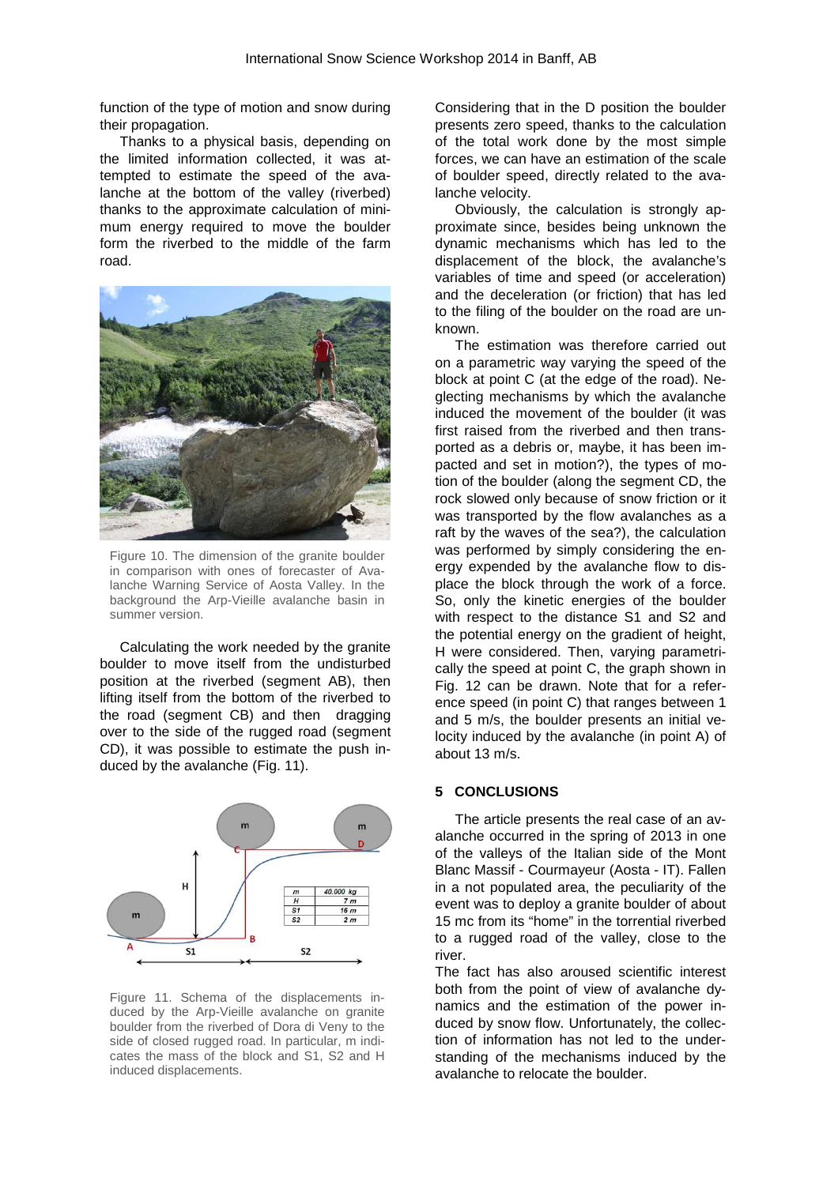function of the type of motion and snow during their propagation.

Thanks to a physical basis, depending on the limited information collected, it was attempted to estimate the speed of the avalanche at the bottom of the valley (riverbed) thanks to the approximate calculation of minimum energy required to move the boulder form the riverbed to the middle of the farm road.

Figure 10. The dimension of the granite boulder in comparison with ones of forecaster of Avalanche Warning Service of Aosta Valley. In the background the Arp-Vieille avalanche basin in summer version.

Calculating the work needed by the granite boulder to move itself from the undisturbed position at the riverbed (segment AB), then lifting itself from the bottom of the riverbed to the road (segment CB) and then dragging over to the side of the rugged road (segment CD), it was possible to estimate the push induced by the avalanche (Fig. 11).

| | |
|---|---|
| m | 40.000 kg |
| H | 7 m |
| S1 | 16 m |
| S2 | 2 m |

Figure 11. Schema of the displacements induced by the Arp-Vieille avalanche on granite boulder from the riverbed of Dora di Veny to the side of closed rugged road. In particular, m indicates the mass of the block and S1, S2 and H induced displacements.

Considering that in the D position the boulder presents zero speed, thanks to the calculation of the total work done by the most simple forces, we can have an estimation of the scale of boulder speed, directly related to the avalanche velocity.

Obviously, the calculation is strongly approximate since, besides being unknown the dynamic mechanisms which has led to the displacement of the block, the avalanche's variables of time and speed (or acceleration) and the deceleration (or friction) that has led to the filing of the boulder on the road are unknown.

The estimation was therefore carried out on a parametric way varying the speed of the block at point C (at the edge of the road). Neglecting mechanisms by which the avalanche induced the movement of the boulder (it was first raised from the riverbed and then transported as a debris or, maybe, it has been impacted and set in motion?), the types of motion of the boulder (along the segment CD, the rock slowed only because of snow friction or it was transported by the flow avalanches as a raft by the waves of the sea?), the calculation was performed by simply considering the energy expended by the avalanche flow to displace the block through the work of a force. So, only the kinetic energies of the boulder with respect to the distance S1 and S2 and the potential energy on the gradient of height, H were considered. Then, varying parametrically the speed at point C, the graph shown in Fig. 12 can be drawn. Note that for a reference speed (in point C) that ranges between 1 and 5 m/s, the boulder presents an initial velocity induced by the avalanche (in point A) of about 13 m/s.

## 5 CONCLUSIONS

The article presents the real case of an avalanche occurred in the spring of 2013 in one of the valleys of the Italian side of the Mont Blanc Massif - Courmayeur (Aosta - IT). Fallen in a not populated area, the peculiarity of the event was to deploy a granite boulder of about 15 mc from its "home" in the torrential riverbed to a rugged road of the valley, close to the river.

The fact has also aroused scientific interest both from the point of view of avalanche dynamics and the estimation of the power induced by snow flow. Unfortunately, the collection of information has not led to the understanding of the mechanisms induced by the avalanche to relocate the boulder.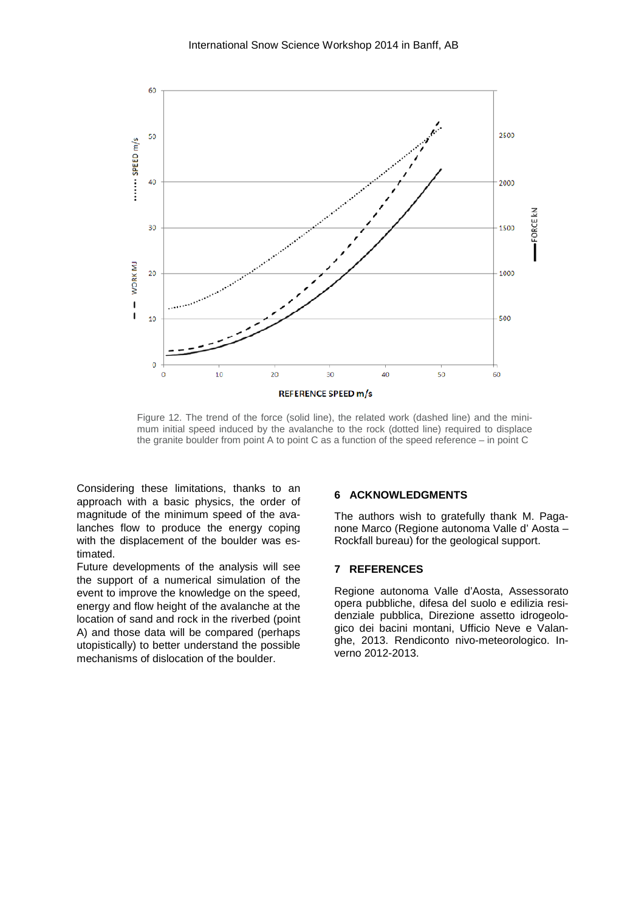60
50
40
30
20
10
0

....... SPEED m/s

– – WORK MJ

2500
2000
1500
1000
500

FORCE kN

0 10 20 30 40 50 60

REFERENCE SPEED m/s

Figure 12. The trend of the force (solid line), the related work (dashed line) and the minimum initial speed induced by the avalanche to the rock (dotted line) required to displace the granite boulder from point A to point C as a function of the speed reference – in point C

Considering these limitations, thanks to an approach with a basic physics, the order of magnitude of the minimum speed of the avalanches flow to produce the energy coping with the displacement of the boulder was estimated.

Future developments of the analysis will see the support of a numerical simulation of the event to improve the knowledge on the speed, energy and flow height of the avalanche at the location of sand and rock in the riverbed (point A) and those data will be compared (perhaps utopistically) to better understand the possible mechanisms of dislocation of the boulder.

## 6 ACKNOWLEDGMENTS

The authors wish to gratefully thank M. Paganone Marco (Regione autonoma Valle d' Aosta – Rockfall bureau) for the geological support.

## 7 REFERENCES

Regione autonoma Valle d'Aosta, Assessorato opera pubbliche, difesa del suolo e edilizia residenziale pubblica, Direzione assetto idrogeologico dei bacini montani, Ufficio Neve e Valanghe, 2013. Rendiconto nivo-meteorologico. Inverno 2012-2013.